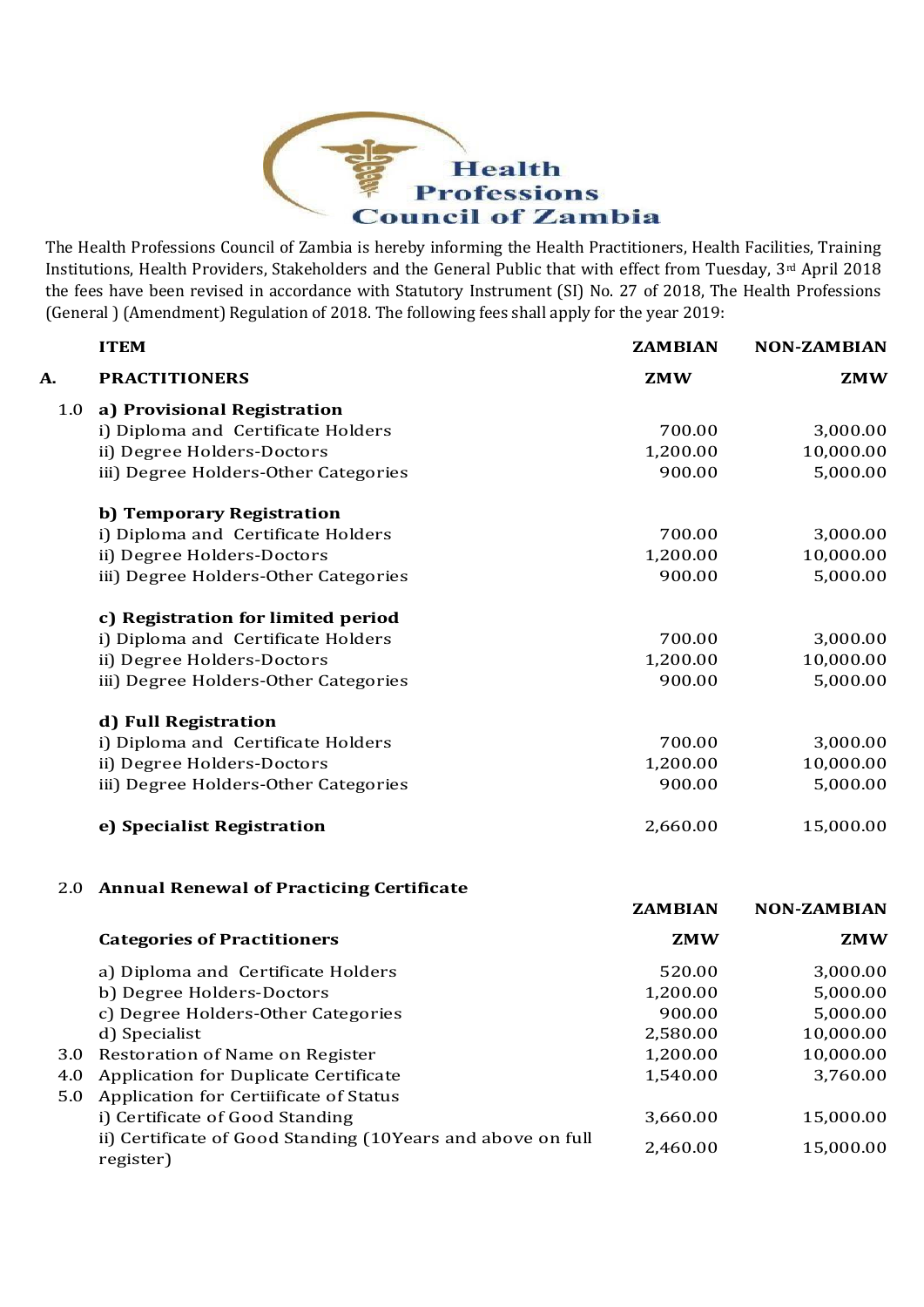# Health Professions Council of Zambia

The Health Professions Council of Zambia is hereby informing the Health Practitioners, Health Facilities, Training Institutions, Health Providers, Stakeholders and the General Public that with effect from Tuesday, 3rd April 2018 the fees have been revised in accordance with Statutory Instrument (SI) No. 27 of 2018, The Health Professions (General ) (Amendment) Regulation of 2018. The following fees shall apply for the year 2019:

| | **ITEM** | **ZAMBIAN** | **NON-ZAMBIAN** |
|---|---|---|---|
| **A.** | **PRACTITIONERS** | **ZMW** | **ZMW** |
| 1.0 | **a) Provisional Registration** | | |
| | i) Diploma and Certificate Holders | 700.00 | 3,000.00 |
| | ii) Degree Holders-Doctors | 1,200.00 | 10,000.00 |
| | iii) Degree Holders-Other Categories | 900.00 | 5,000.00 |
| | **b) Temporary Registration** | | |
| | i) Diploma and Certificate Holders | 700.00 | 3,000.00 |
| | ii) Degree Holders-Doctors | 1,200.00 | 10,000.00 |
| | iii) Degree Holders-Other Categories | 900.00 | 5,000.00 |
| | **c) Registration for limited period** | | |
| | i) Diploma and Certificate Holders | 700.00 | 3,000.00 |
| | ii) Degree Holders-Doctors | 1,200.00 | 10,000.00 |
| | iii) Degree Holders-Other Categories | 900.00 | 5,000.00 |
| | **d) Full Registration** | | |
| | i) Diploma and Certificate Holders | 700.00 | 3,000.00 |
| | ii) Degree Holders-Doctors | 1,200.00 | 10,000.00 |
| | iii) Degree Holders-Other Categories | 900.00 | 5,000.00 |
| | **e) Specialist Registration** | 2,660.00 | 15,000.00 |

| | **Annual Renewal of Practicing Certificate** | **ZAMBIAN** | **NON-ZAMBIAN** |
|---|---|---|---|
| 2.0 | **Categories of Practitioners** | **ZMW** | **ZMW** |
| | a) Diploma and Certificate Holders | 520.00 | 3,000.00 |
| | b) Degree Holders-Doctors | 1,200.00 | 5,000.00 |
| | c) Degree Holders-Other Categories | 900.00 | 5,000.00 |
| | d) Specialist | 2,580.00 | 10,000.00 |
| 3.0 | Restoration of Name on Register | 1,200.00 | 10,000.00 |
| 4.0 | Application for Duplicate Certificate | 1,540.00 | 3,760.00 |
| 5.0 | Application for Certiificate of Status | | |
| | i) Certificate of Good Standing | 3,660.00 | 15,000.00 |
| | ii) Certificate of Good Standing (10Years and above on full register) | 2,460.00 | 15,000.00 |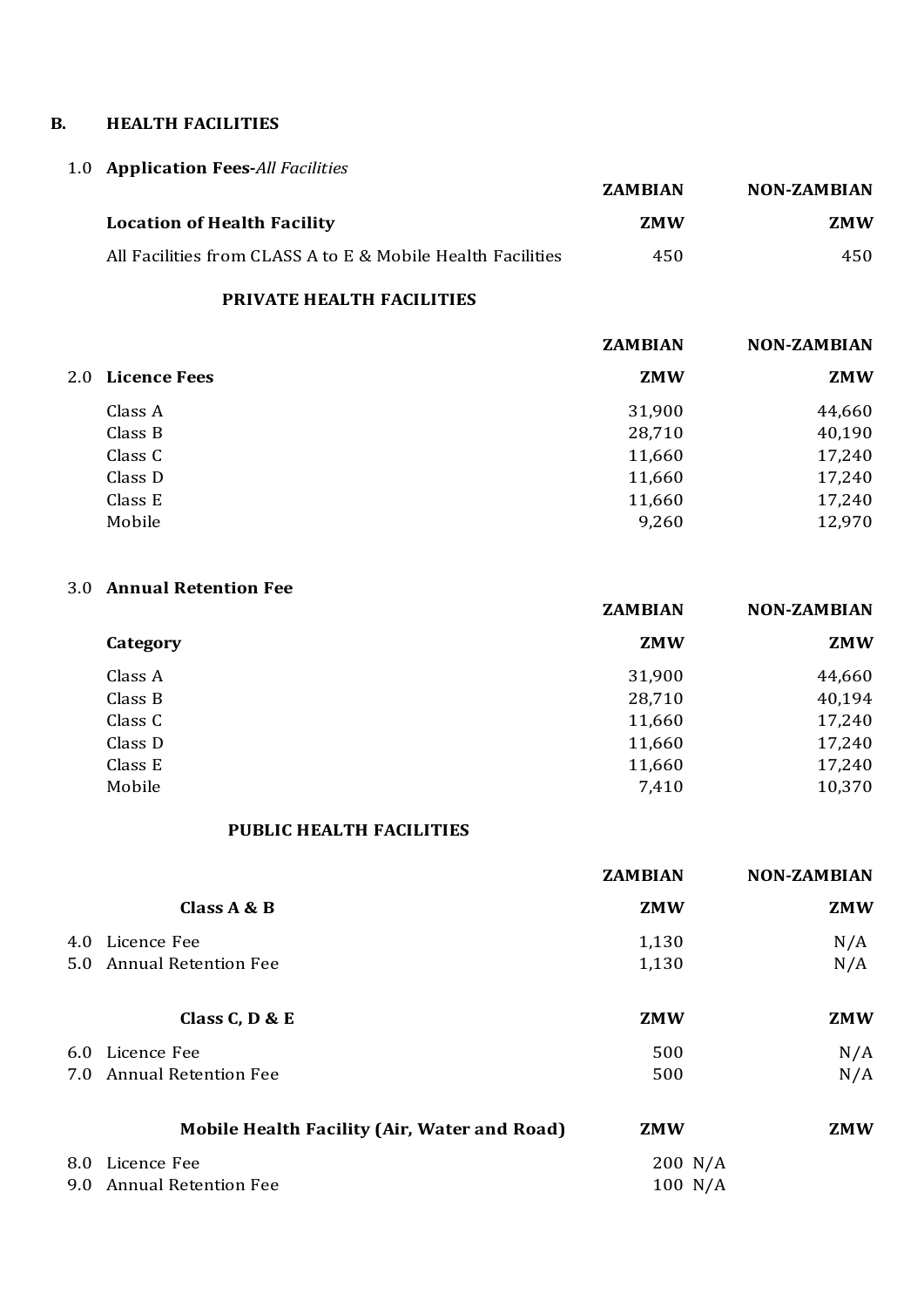## B. HEALTH FACILITIES

### 1.0 Application Fees-*All Facilities*

| | ZAMBIAN | NON-ZAMBIAN |
|---|---|---|
| **Location of Health Facility** | **ZMW** | **ZMW** |
| All Facilities from CLASS A to E & Mobile Health Facilities | 450 | 450 |

### PRIVATE HEALTH FACILITIES

| | ZAMBIAN | NON-ZAMBIAN |
|---|---|---|
| **2.0 Licence Fees** | **ZMW** | **ZMW** |
| Class A | 31,900 | 44,660 |
| Class B | 28,710 | 40,190 |
| Class C | 11,660 | 17,240 |
| Class D | 11,660 | 17,240 |
| Class E | 11,660 | 17,240 |
| Mobile | 9,260 | 12,970 |

### 3.0 Annual Retention Fee

| | ZAMBIAN | NON-ZAMBIAN |
|---|---|---|
| **Category** | **ZMW** | **ZMW** |
| Class A | 31,900 | 44,660 |
| Class B | 28,710 | 40,194 |
| Class C | 11,660 | 17,240 |
| Class D | 11,660 | 17,240 |
| Class E | 11,660 | 17,240 |
| Mobile | 7,410 | 10,370 |

### PUBLIC HEALTH FACILITIES

| | ZAMBIAN | NON-ZAMBIAN |
|---|---|---|
| **Class A & B** | **ZMW** | **ZMW** |
| 4.0 Licence Fee | 1,130 | N/A |
| 5.0 Annual Retention Fee | 1,130 | N/A |
| **Class C, D & E** | **ZMW** | **ZMW** |
| 6.0 Licence Fee | 500 | N/A |
| 7.0 Annual Retention Fee | 500 | N/A |
| **Mobile Health Facility (Air, Water and Road)** | **ZMW** | **ZMW** |
| 8.0 Licence Fee | 200 N/A | |
| 9.0 Annual Retention Fee | 100 N/A | |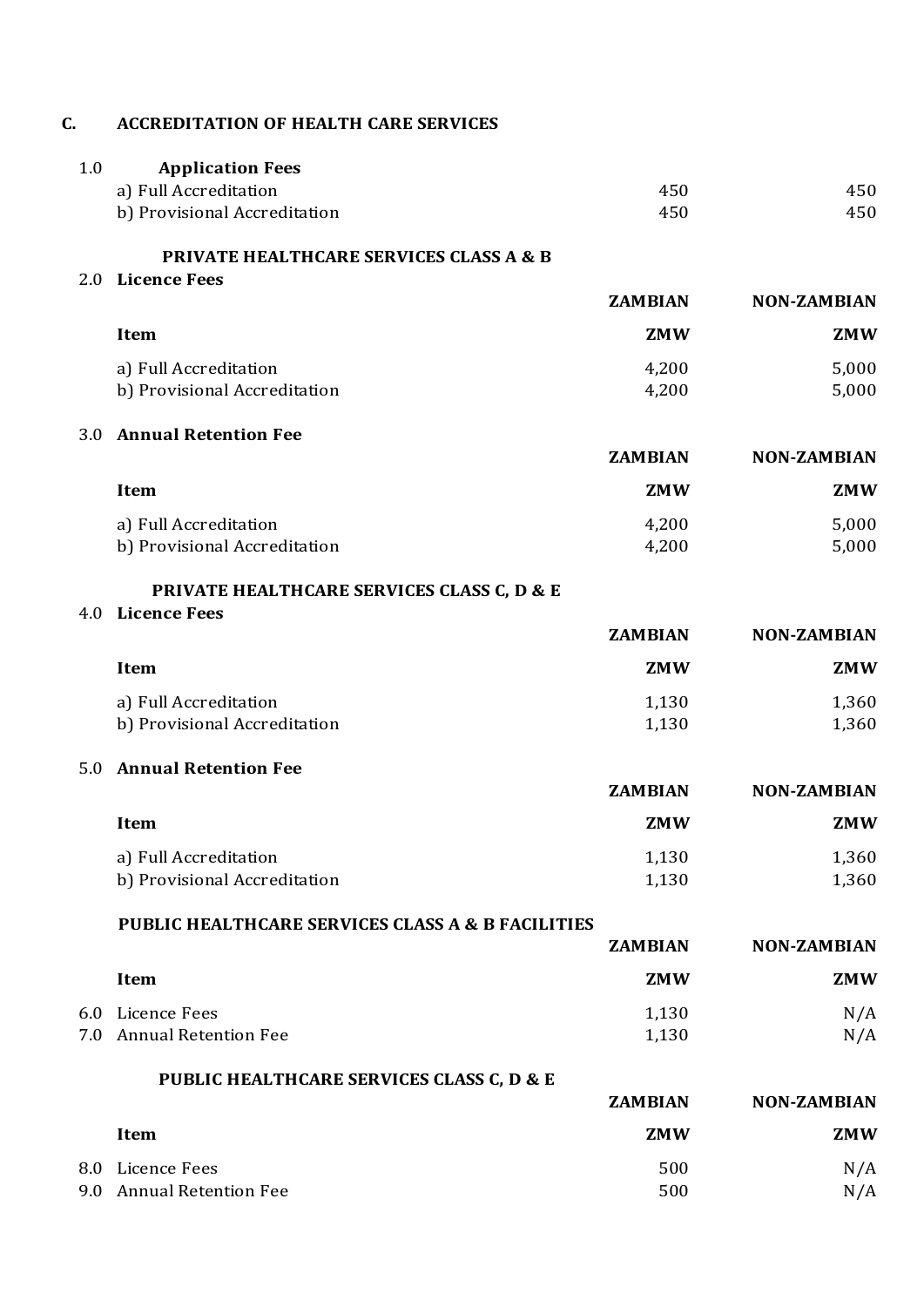## C. ACCREDITATION OF HEALTH CARE SERVICES

### 1.0 Application Fees

| | | |
|---|---|---|
| a) Full Accreditation | 450 | 450 |
| b) Provisional Accreditation | 450 | 450 |

### PRIVATE HEALTHCARE SERVICES CLASS A & B

### 2.0 Licence Fees

| | ZAMBIAN | NON-ZAMBIAN |
|---|---|---|
| **Item** | **ZMW** | **ZMW** |
| a) Full Accreditation | 4,200 | 5,000 |
| b) Provisional Accreditation | 4,200 | 5,000 |

### 3.0 Annual Retention Fee

| | ZAMBIAN | NON-ZAMBIAN |
|---|---|---|
| **Item** | **ZMW** | **ZMW** |
| a) Full Accreditation | 4,200 | 5,000 |
| b) Provisional Accreditation | 4,200 | 5,000 |

### PRIVATE HEALTHCARE SERVICES CLASS C, D & E

### 4.0 Licence Fees

| | ZAMBIAN | NON-ZAMBIAN |
|---|---|---|
| **Item** | **ZMW** | **ZMW** |
| a) Full Accreditation | 1,130 | 1,360 |
| b) Provisional Accreditation | 1,130 | 1,360 |

### 5.0 Annual Retention Fee

| | ZAMBIAN | NON-ZAMBIAN |
|---|---|---|
| **Item** | **ZMW** | **ZMW** |
| a) Full Accreditation | 1,130 | 1,360 |
| b) Provisional Accreditation | 1,130 | 1,360 |

### PUBLIC HEALTHCARE SERVICES CLASS A & B FACILITIES

| | | ZAMBIAN | NON-ZAMBIAN |
|---|---|---|---|
| | **Item** | **ZMW** | **ZMW** |
| 6.0 | Licence Fees | 1,130 | N/A |
| 7.0 | Annual Retention Fee | 1,130 | N/A |

### PUBLIC HEALTHCARE SERVICES CLASS C, D & E

| | | ZAMBIAN | NON-ZAMBIAN |
|---|---|---|---|
| | **Item** | **ZMW** | **ZMW** |
| 8.0 | Licence Fees | 500 | N/A |
| 9.0 | Annual Retention Fee | 500 | N/A |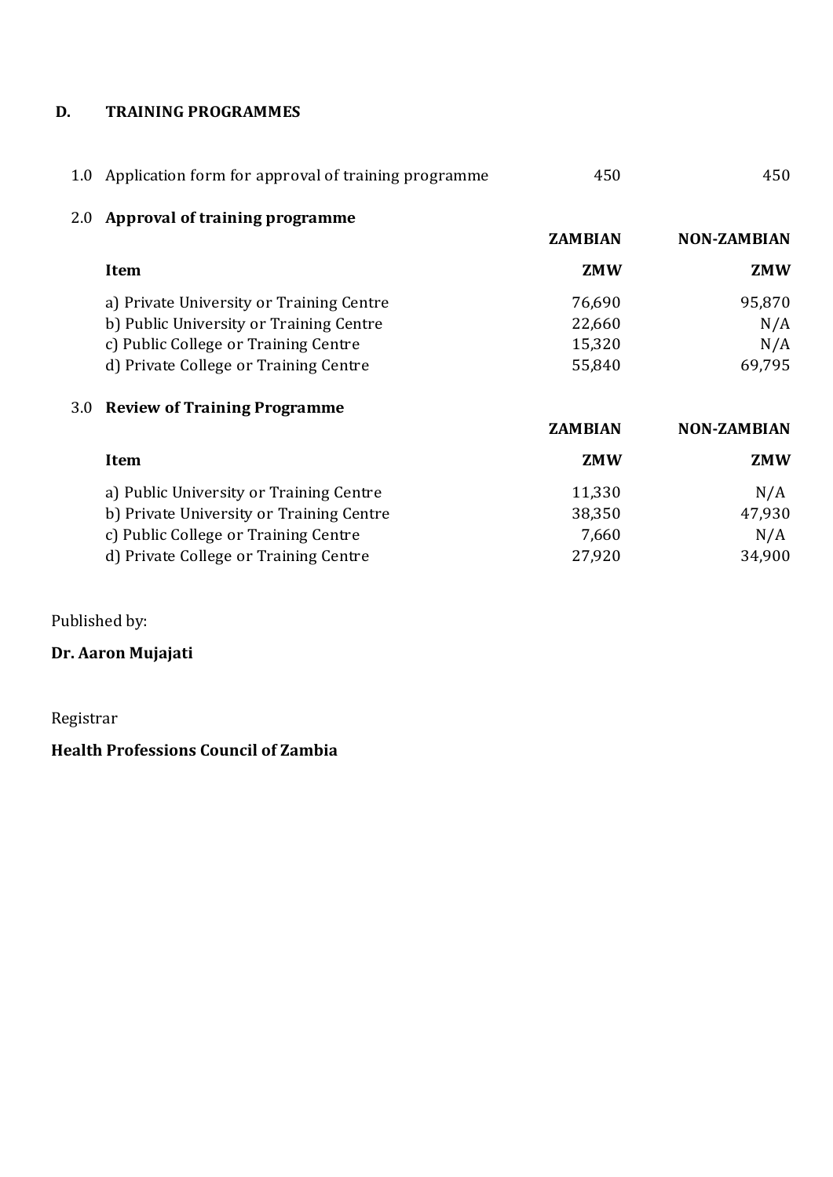## D. TRAINING PROGRAMMES

| | | | |
|---|---|---|---|
| 1.0 | Application form for approval of training programme | 450 | 450 |

### 2.0 Approval of training programme

| | ZAMBIAN | NON-ZAMBIAN |
|---|---|---|
| **Item** | **ZMW** | **ZMW** |
| a) Private University or Training Centre | 76,690 | 95,870 |
| b) Public University or Training Centre | 22,660 | N/A |
| c) Public College or Training Centre | 15,320 | N/A |
| d) Private College or Training Centre | 55,840 | 69,795 |

### 3.0 Review of Training Programme

| | ZAMBIAN | NON-ZAMBIAN |
|---|---|---|
| **Item** | **ZMW** | **ZMW** |
| a) Public University or Training Centre | 11,330 | N/A |
| b) Private University or Training Centre | 38,350 | 47,930 |
| c) Public College or Training Centre | 7,660 | N/A |
| d) Private College or Training Centre | 27,920 | 34,900 |

Published by:

**Dr. Aaron Mujajati**

Registrar

**Health Professions Council of Zambia**